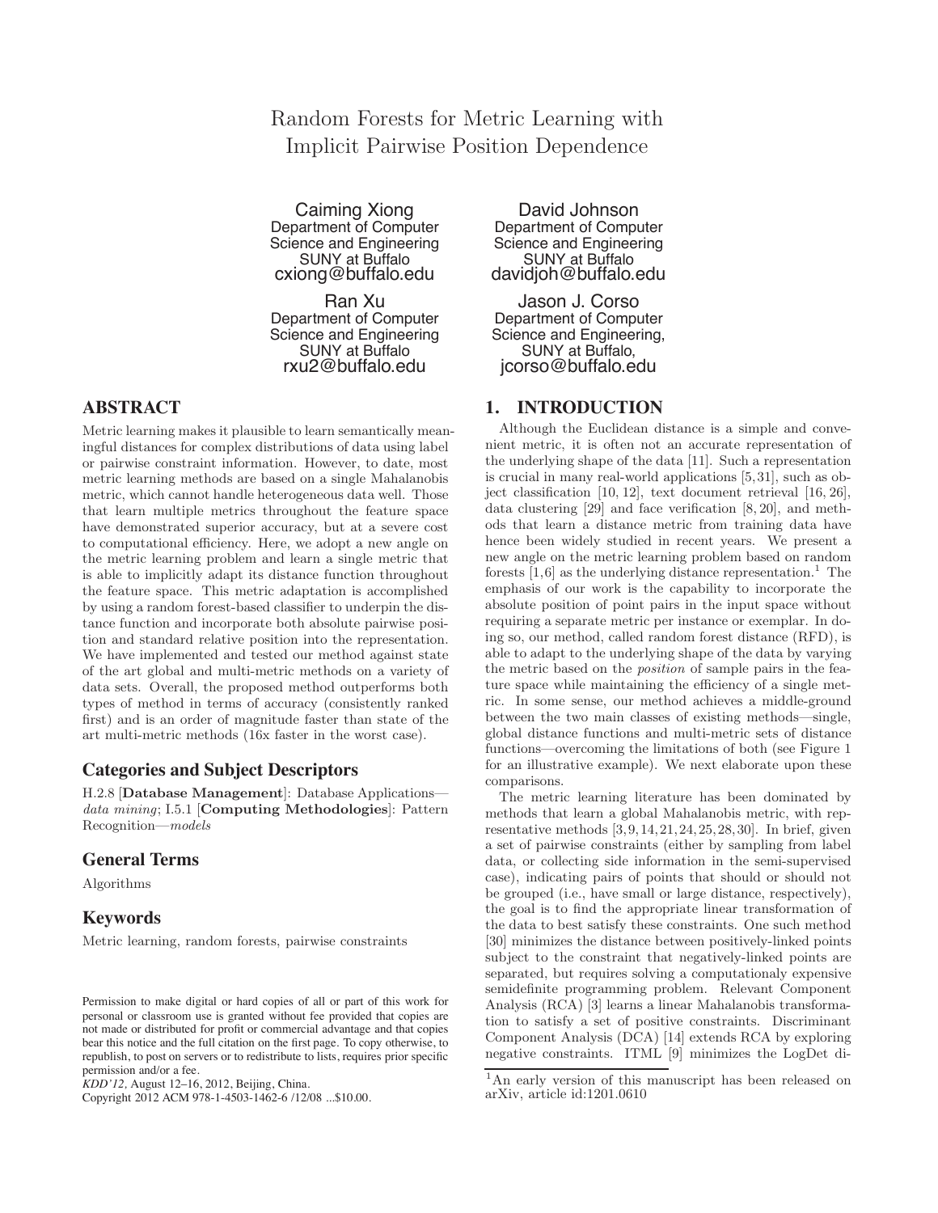# Random Forests for Metric Learning with Implicit Pairwise Position Dependence

Caiming Xiong
Department of Computer Science and Engineering
SUNY at Buffalo
cxiong@buffalo.edu

David Johnson
Department of Computer Science and Engineering
SUNY at Buffalo
davidjoh@buffalo.edu

Ran Xu
Department of Computer Science and Engineering
SUNY at Buffalo
rxu2@buffalo.edu

Jason J. Corso
Department of Computer Science and Engineering,
SUNY at Buffalo,
jcorso@buffalo.edu

## ABSTRACT

Metric learning makes it plausible to learn semantically meaningful distances for complex distributions of data using label or pairwise constraint information. However, to date, most metric learning methods are based on a single Mahalanobis metric, which cannot handle heterogeneous data well. Those that learn multiple metrics throughout the feature space have demonstrated superior accuracy, but at a severe cost to computational efficiency. Here, we adopt a new angle on the metric learning problem and learn a single metric that is able to implicitly adapt its distance function throughout the feature space. This metric adaptation is accomplished by using a random forest-based classifier to underpin the distance function and incorporate both absolute pairwise position and standard relative position into the representation. We have implemented and tested our method against state of the art global and multi-metric methods on a variety of data sets. Overall, the proposed method outperforms both types of method in terms of accuracy (consistently ranked first) and is an order of magnitude faster than state of the art multi-metric methods (16x faster in the worst case).

### Categories and Subject Descriptors

H.2.8 [**Database Management**]: Database Applications—*data mining*; I.5.1 [**Computing Methodologies**]: Pattern Recognition—*models*

### General Terms

Algorithms

### Keywords

Metric learning, random forests, pairwise constraints

Permission to make digital or hard copies of all or part of this work for personal or classroom use is granted without fee provided that copies are not made or distributed for profit or commercial advantage and that copies bear this notice and the full citation on the first page. To copy otherwise, to republish, to post on servers or to redistribute to lists, requires prior specific permission and/or a fee.
*KDD'12,* August 12–16, 2012, Beijing, China.
Copyright 2012 ACM 978-1-4503-1462-6 /12/08 ...$10.00.

## 1. INTRODUCTION

Although the Euclidean distance is a simple and convenient metric, it is often not an accurate representation of the underlying shape of the data [11]. Such a representation is crucial in many real-world applications [5, 31], such as object classification [10, 12], text document retrieval [16, 26], data clustering [29] and face verification [8, 20], and methods that learn a distance metric from training data have hence been widely studied in recent years. We present a new angle on the metric learning problem based on random forests [1,6] as the underlying distance representation.[1] The emphasis of our work is the capability to incorporate the absolute position of point pairs in the input space without requiring a separate metric per instance or exemplar. In doing so, our method, called random forest distance (RFD), is able to adapt to the underlying shape of the data by varying the metric based on the *position* of sample pairs in the feature space while maintaining the efficiency of a single metric. In some sense, our method achieves a middle-ground between the two main classes of existing methods—single, global distance functions and multi-metric sets of distance functions—overcoming the limitations of both (see Figure 1 for an illustrative example). We next elaborate upon these comparisons.

The metric learning literature has been dominated by methods that learn a global Mahalanobis metric, with representative methods [3, 9, 14, 21, 24, 25, 28, 30]. In brief, given a set of pairwise constraints (either by sampling from label data, or collecting side information in the semi-supervised case), indicating pairs of points that should or should not be grouped (i.e., have small or large distance, respectively), the goal is to find the appropriate linear transformation of the data to best satisfy these constraints. One such method [30] minimizes the distance between positively-linked points subject to the constraint that negatively-linked points are separated, but requires solving a computationaly expensive semidefinite programming problem. Relevant Component Analysis (RCA) [3] learns a linear Mahalanobis transformation to satisfy a set of positive constraints. Discriminant Component Analysis (DCA) [14] extends RCA by exploring negative constraints. ITML [9] minimizes the LogDet di-

[1]An early version of this manuscript has been released on arXiv, article id:1201.0610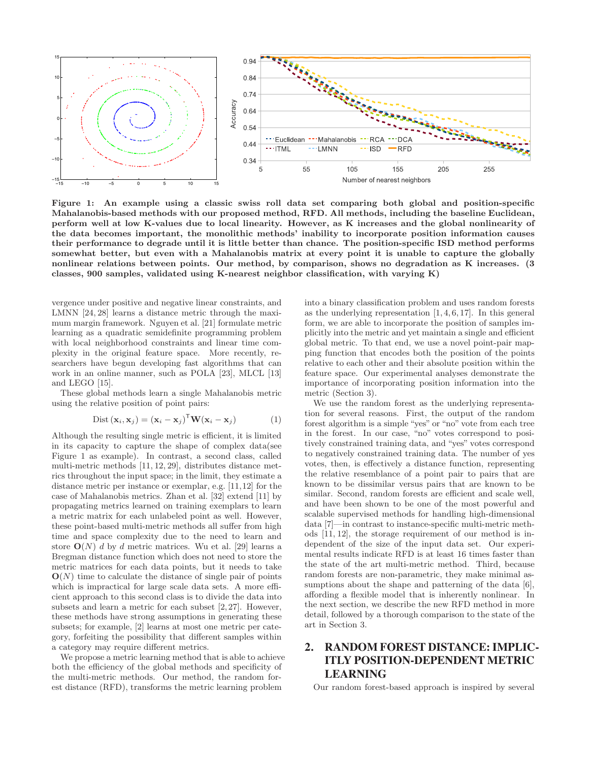**Figure 1: An example using a classic swiss roll data set comparing both global and position-specific Mahalanobis-based methods with our proposed method, RFD. All methods, including the baseline Euclidean, perform well at low K-values due to local linearity. However, as K increases and the global nonlinearity of the data becomes important, the monolithic methods' inability to incorporate position information causes their performance to degrade until it is little better than chance. The position-specific ISD method performs somewhat better, but even with a Mahalanobis matrix at every point it is unable to capture the globally nonlinear relations between points. Our method, by comparison, shows no degradation as K increases. (3 classes, 900 samples, validated using K-nearest neighbor classification, with varying K)**

vergence under positive and negative linear constraints, and LMNN [24, 28] learns a distance metric through the maximum margin framework. Nguyen et al. [21] formulate metric learning as a quadratic semidefinite programming problem with local neighborhood constraints and linear time complexity in the original feature space. More recently, researchers have begun developing fast algorithms that can work in an online manner, such as POLA [23], MLCL [13] and LEGO [15].

These global methods learn a single Mahalanobis metric using the relative position of point pairs:

$$\text{Dist}\left(\mathbf{x}_i, \mathbf{x}_j\right) = \left(\mathbf{x}_i - \mathbf{x}_j\right)^{\mathsf{T}} \mathbf{W} \left(\mathbf{x}_i - \mathbf{x}_j\right) \tag{1}$$

Although the resulting single metric is efficient, it is limited in its capacity to capture the shape of complex data(see Figure 1 as example). In contrast, a second class, called multi-metric methods [11, 12, 29], distributes distance metrics throughout the input space; in the limit, they estimate a distance metric per instance or exemplar, e.g. [11,12] for the case of Mahalanobis metrics. Zhan et al. [32] extend [11] by propagating metrics learned on training exemplars to learn a metric matrix for each unlabeled point as well. However, these point-based multi-metric methods all suffer from high time and space complexity due to the need to learn and store $\mathbf{O}(N)$ $d$ by $d$ metric matrices. Wu et al. [29] learns a Bregman distance function which does not need to store the metric matrices for each data points, but it needs to take $\mathbf{O}(N)$ time to calculate the distance of single pair of points which is impractical for large scale data sets. A more efficient approach to this second class is to divide the data into subsets and learn a metric for each subset [2, 27]. However, these methods have strong assumptions in generating these subsets; for example, [2] learns at most one metric per category, forfeiting the possibility that different samples within a category may require different metrics.

We propose a metric learning method that is able to achieve both the efficiency of the global methods and specificity of the multi-metric methods. Our method, the random forest distance (RFD), transforms the metric learning problem into a binary classification problem and uses random forests as the underlying representation [1, 4, 6, 17]. In this general form, we are able to incorporate the position of samples implicitly into the metric and yet maintain a single and efficient global metric. To that end, we use a novel point-pair mapping function that encodes both the position of the points relative to each other and their absolute position within the feature space. Our experimental analyses demonstrate the importance of incorporating position information into the metric (Section 3).

We use the random forest as the underlying representation for several reasons. First, the output of the random forest algorithm is a simple "yes" or "no" vote from each tree in the forest. In our case, "no" votes correspond to positively constrained training data, and "yes" votes correspond to negatively constrained training data. The number of yes votes, then, is effectively a distance function, representing the relative resemblance of a point pair to pairs that are known to be dissimilar versus pairs that are known to be similar. Second, random forests are efficient and scale well, and have been shown to be one of the most powerful and scalable supervised methods for handling high-dimensional data [7]—in contrast to instance-specific multi-metric methods [11, 12], the storage requirement of our method is independent of the size of the input data set. Our experimental results indicate RFD is at least 16 times faster than the state of the art multi-metric method. Third, because random forests are non-parametric, they make minimal assumptions about the shape and patterning of the data [6], affording a flexible model that is inherently nonlinear. In the next section, we describe the new RFD method in more detail, followed by a thorough comparison to the state of the art in Section 3.

## 2. RANDOM FOREST DISTANCE: IMPLICITLY POSITION-DEPENDENT METRIC LEARNING

Our random forest-based approach is inspired by several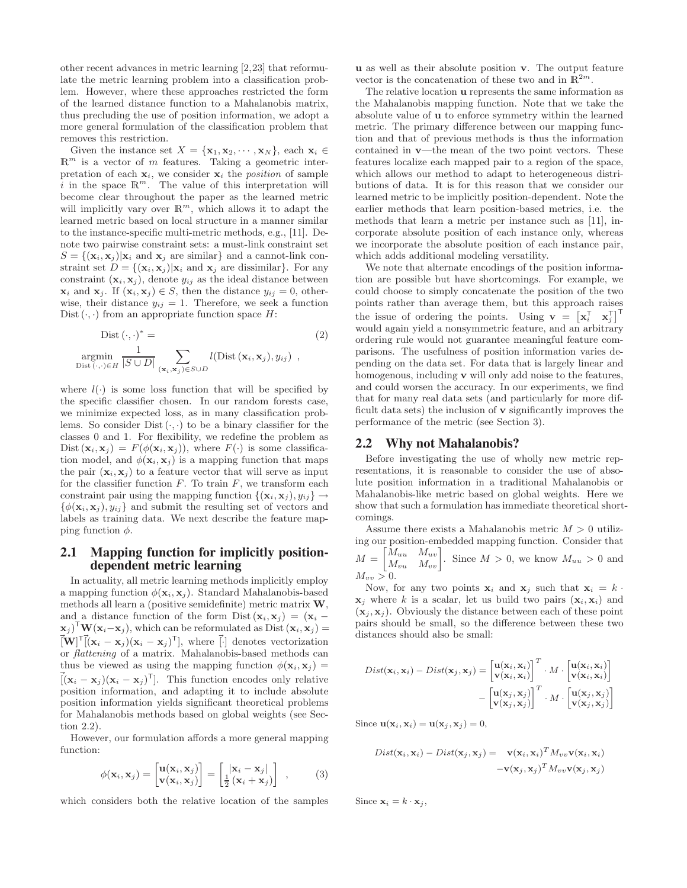other recent advances in metric learning [2,23] that reformulate the metric learning problem into a classification problem. However, where these approaches restricted the form of the learned distance function to a Mahalanobis matrix, thus precluding the use of position information, we adopt a more general formulation of the classification problem that removes this restriction.

Given the instance set $X = \{\mathbf{x}_1, \mathbf{x}_2, \cdots, \mathbf{x}_N\}$, each $\mathbf{x}_i \in \mathbb{R}^m$ is a vector of $m$ features. Taking a geometric interpretation of each $\mathbf{x}_i$, we consider $\mathbf{x}_i$ the *position* of sample $i$ in the space $\mathbb{R}^m$. The value of this interpretation will become clear throughout the paper as the learned metric will implicitly vary over $\mathbb{R}^m$, which allows it to adapt the learned metric based on local structure in a manner similar to the instance-specific multi-metric methods, e.g., [11]. Denote two pairwise constraint sets: a must-link constraint set $S = \{(\mathbf{x}_i, \mathbf{x}_j) | \mathbf{x}_i \text{ and } \mathbf{x}_j \text{ are similar}\}$ and a cannot-link constraint set $D = \{(\mathbf{x}_i, \mathbf{x}_j) | \mathbf{x}_i \text{ and } \mathbf{x}_j \text{ are dissimilar}\}$. For any constraint $(\mathbf{x}_i, \mathbf{x}_j)$, denote $y_{ij}$ as the ideal distance between $\mathbf{x}_i$ and $\mathbf{x}_j$. If $(\mathbf{x}_i, \mathbf{x}_j) \in S$, then the distance $y_{ij} = 0$, otherwise, their distance $y_{ij} = 1$. Therefore, we seek a function $\text{Dist}(\cdot, \cdot)$ from an appropriate function space $H$:

$$\text{Dist}(\cdot,\cdot)^* = \operatorname*{argmin}_{\text{Dist}(\cdot,\cdot) \in H} \frac{1}{|S \cup D|} \sum_{(\mathbf{x}_i, \mathbf{x}_j) \in S \cup D} l(\text{Dist}(\mathbf{x}_i, \mathbf{x}_j), y_{ij}) \ , \tag{2}$$

where $l(\cdot)$ is some loss function that will be specified by the specific classifier chosen. In our random forests case, we minimize expected loss, as in many classification problems. So consider $\text{Dist}(\cdot, \cdot)$ to be a binary classifier for the classes 0 and 1. For flexibility, we redefine the problem as $\text{Dist}(\mathbf{x}_i, \mathbf{x}_j) = F(\phi(\mathbf{x}_i, \mathbf{x}_j))$, where $F(\cdot)$ is some classification model, and $\phi(\mathbf{x}_i, \mathbf{x}_j)$ is a mapping function that maps the pair $(\mathbf{x}_i, \mathbf{x}_j)$ to a feature vector that will serve as input for the classifier function $F$. To train $F$, we transform each constraint pair using the mapping function $\{(\mathbf{x}_i, \mathbf{x}_j), y_{ij}\} \rightarrow \{\phi(\mathbf{x}_i, \mathbf{x}_j), y_{ij}\}$ and submit the resulting set of vectors and labels as training data. We next describe the feature mapping function $\phi$.

## 2.1 Mapping function for implicitly position-dependent metric learning

In actuality, all metric learning methods implicitly employ a mapping function $\phi(\mathbf{x}_i, \mathbf{x}_j)$. Standard Mahalanobis-based methods all learn a (positive semidefinite) metric matrix $\mathbf{W}$, and a distance function of the form $\text{Dist}(\mathbf{x}_i, \mathbf{x}_j) = (\mathbf{x}_i - \mathbf{x}_j)^\mathsf{T} \mathbf{W} (\mathbf{x}_i - \mathbf{x}_j)$, which can be reformulated as $\text{Dist}(\mathbf{x}_i, \mathbf{x}_j) = \vec{[}\mathbf{W}]^\mathsf{T} \vec{[}(\mathbf{x}_i - \mathbf{x}_j)(\mathbf{x}_i - \mathbf{x}_j)^\mathsf{T}]$, where $\vec{[}\cdot]$ denotes vectorization or *flattening* of a matrix. Mahalanobis-based methods can thus be viewed as using the mapping function $\phi(\mathbf{x}_i, \mathbf{x}_j) = \vec{[}(\mathbf{x}_i - \mathbf{x}_j)(\mathbf{x}_i - \mathbf{x}_j)^\mathsf{T}]$. This function encodes only relative position information, and adapting it to include absolute position information yields significant theoretical problems for Mahalanobis methods based on global weights (see Section 2.2).

However, our formulation affords a more general mapping function:

$$\phi(\mathbf{x}_i, \mathbf{x}_j) = \begin{bmatrix} \mathbf{u}(\mathbf{x}_i, \mathbf{x}_j) \\ \mathbf{v}(\mathbf{x}_i, \mathbf{x}_j) \end{bmatrix} = \begin{bmatrix} |\mathbf{x}_i - \mathbf{x}_j| \\ \frac{1}{2}(\mathbf{x}_i + \mathbf{x}_j) \end{bmatrix} \ , \tag{3}$$

which considers both the relative location of the samples $\mathbf{u}$ as well as their absolute position $\mathbf{v}$. The output feature vector is the concatenation of these two and in $\mathbb{R}^{2m}$.

The relative location $\mathbf{u}$ represents the same information as the Mahalanobis mapping function. Note that we take the absolute value of $\mathbf{u}$ to enforce symmetry within the learned metric. The primary difference between our mapping function and that of previous methods is thus the information contained in $\mathbf{v}$—the mean of the two point vectors. These features localize each mapped pair to a region of the space, which allows our method to adapt to heterogeneous distributions of data. It is for this reason that we consider our learned metric to be implicitly position-dependent. Note the earlier methods that learn position-based metrics, i.e. the methods that learn a metric per instance such as [11], incorporate absolute position of each instance only, whereas we incorporate the absolute position of each instance pair, which adds additional modeling versatility.

We note that alternate encodings of the position information are possible but have shortcomings. For example, we could choose to simply concatenate the position of the two points rather than average them, but this approach raises the issue of ordering the points. Using $\mathbf{v} = \begin{bmatrix} \mathbf{x}_i^\mathsf{T} & \mathbf{x}_j^\mathsf{T} \end{bmatrix}^\mathsf{T}$ would again yield a nonsymmetric feature, and an arbitrary ordering rule would not guarantee meaningful feature comparisons. The usefulness of position information varies depending on the data set. For data that is largely linear and homogenous, including $\mathbf{v}$ will only add noise to the features, and could worsen the accuracy. In our experiments, we find that for many real data sets (and particularly for more difficult data sets) the inclusion of $\mathbf{v}$ significantly improves the performance of the metric (see Section 3).

## 2.2 Why not Mahalanobis?

Before investigating the use of wholly new metric representations, it is reasonable to consider the use of absolute position information in a traditional Mahalanobis or Mahalanobis-like metric based on global weights. Here we show that such a formulation has immediate theoretical shortcomings.

Assume there exists a Mahalanobis metric $M > 0$ utilizing our position-embedded mapping function. Consider that $M = \begin{bmatrix} M_{uu} & M_{uv} \\ M_{vu} & M_{vv} \end{bmatrix}$. Since $M > 0$, we know $M_{uu} > 0$ and $M_{vv} > 0$.

Now, for any two points $\mathbf{x}_i$ and $\mathbf{x}_j$ such that $\mathbf{x}_i = k \cdot \mathbf{x}_j$ where $k$ is a scalar, let us build two pairs $(\mathbf{x}_i, \mathbf{x}_i)$ and $(\mathbf{x}_j, \mathbf{x}_j)$. Obviously the distance between each of these point pairs should be small, so the difference between these two distances should also be small:

$$Dist(\mathbf{x}_i, \mathbf{x}_i) - Dist(\mathbf{x}_j, \mathbf{x}_j) = \begin{bmatrix} \mathbf{u}(\mathbf{x}_i, \mathbf{x}_i) \\ \mathbf{v}(\mathbf{x}_i, \mathbf{x}_i) \end{bmatrix}^T \cdot M \cdot \begin{bmatrix} \mathbf{u}(\mathbf{x}_i, \mathbf{x}_i) \\ \mathbf{v}(\mathbf{x}_i, \mathbf{x}_i) \end{bmatrix} - \begin{bmatrix} \mathbf{u}(\mathbf{x}_j, \mathbf{x}_j) \\ \mathbf{v}(\mathbf{x}_j, \mathbf{x}_j) \end{bmatrix}^T \cdot M \cdot \begin{bmatrix} \mathbf{u}(\mathbf{x}_j, \mathbf{x}_j) \\ \mathbf{v}(\mathbf{x}_j, \mathbf{x}_j) \end{bmatrix}$$

Since $\mathbf{u}(\mathbf{x}_i, \mathbf{x}_i) = \mathbf{u}(\mathbf{x}_j, \mathbf{x}_j) = 0$,

$$Dist(\mathbf{x}_i, \mathbf{x}_i) - Dist(\mathbf{x}_j, \mathbf{x}_j) = \mathbf{v}(\mathbf{x}_i, \mathbf{x}_i)^T M_{vv} \mathbf{v}(\mathbf{x}_i, \mathbf{x}_i) - \mathbf{v}(\mathbf{x}_j, \mathbf{x}_j)^T M_{vv} \mathbf{v}(\mathbf{x}_j, \mathbf{x}_j)$$

Since $\mathbf{x}_i = k \cdot \mathbf{x}_j$,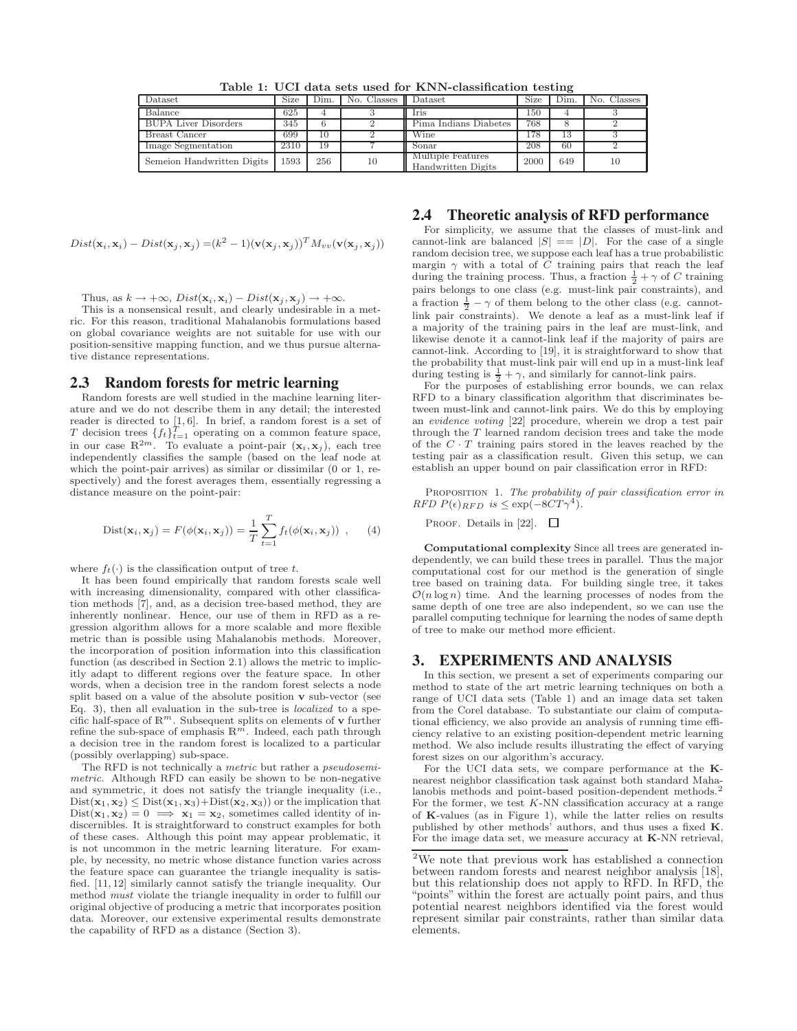Table 1: UCI data sets used for KNN-classification testing

| Dataset | Size | Dim. | No. Classes | Dataset | Size | Dim. | No. Classes |
|---|---|---|---|---|---|---|---|
| Balance | 625 | 4 | 3 | Iris | 150 | 4 | 3 |
| BUPA Liver Disorders | 345 | 6 | 2 | Pima Indians Diabetes | 768 | 8 | 2 |
| Breast Cancer | 699 | 10 | 2 | Wine | 178 | 13 | 3 |
| Image Segmentation | 2310 | 19 | 7 | Sonar | 208 | 60 | 2 |
| Semeion Handwritten Digits | 1593 | 256 | 10 | Multiple Features Handwritten Digits | 2000 | 649 | 10 |

$$Dist(\mathbf{x}_i, \mathbf{x}_i) - Dist(\mathbf{x}_j, \mathbf{x}_j) = (k^2 - 1)(\mathbf{v}(\mathbf{x}_j, \mathbf{x}_j))^T M_{vv}(\mathbf{v}(\mathbf{x}_j, \mathbf{x}_j))$$

Thus, as $k \to +\infty$, $Dist(\mathbf{x}_i, \mathbf{x}_i) - Dist(\mathbf{x}_j, \mathbf{x}_j) \to +\infty$.

This is a nonsensical result, and clearly undesirable in a metric. For this reason, traditional Mahalanobis formulations based on global covariance weights are not suitable for use with our position-sensitive mapping function, and we thus pursue alternative distance representations.

## 2.3 Random forests for metric learning

Random forests are well studied in the machine learning literature and we do not describe them in any detail; the interested reader is directed to [1, 6]. In brief, a random forest is a set of $T$ decision trees $\{f_t\}_{t=1}^T$ operating on a common feature space, in our case $\mathbb{R}^{2m}$. To evaluate a point-pair $(\mathbf{x}_i, \mathbf{x}_j)$, each tree independently classifies the sample (based on the leaf node at which the point-pair arrives) as similar or dissimilar (0 or 1, respectively) and the forest averages them, essentially regressing a distance measure on the point-pair:

$$\text{Dist}(\mathbf{x}_i, \mathbf{x}_j) = F(\phi(\mathbf{x}_i, \mathbf{x}_j)) = \frac{1}{T}\sum_{t=1}^{T} f_t(\phi(\mathbf{x}_i, \mathbf{x}_j)) \ , \quad (4)$$

where $f_t(\cdot)$ is the classification output of tree $t$.

It has been found empirically that random forests scale well with increasing dimensionality, compared with other classification methods [7], and, as a decision tree-based method, they are inherently nonlinear. Hence, our use of them in RFD as a regression algorithm allows for a more scalable and more flexible metric than is possible using Mahalanobis methods. Moreover, the incorporation of position information into this classification function (as described in Section 2.1) allows the metric to implicitly adapt to different regions over the feature space. In other words, when a decision tree in the random forest selects a node split based on a value of the absolute position $\mathbf{v}$ sub-vector (see Eq. 3), then all evaluation in the sub-tree is *localized* to a specific half-space of $\mathbb{R}^m$. Subsequent splits on elements of $\mathbf{v}$ further refine the sub-space of emphasis $\mathbb{R}^m$. Indeed, each path through a decision tree in the random forest is localized to a particular (possibly overlapping) sub-space.

The RFD is not technically a *metric* but rather a *pseudosemimetric*. Although RFD can easily be shown to be non-negative and symmetric, it does not satisfy the triangle inequality (i.e., $\text{Dist}(\mathbf{x}_1, \mathbf{x}_2) \leq \text{Dist}(\mathbf{x}_1, \mathbf{x}_3) + \text{Dist}(\mathbf{x}_2, \mathbf{x}_3)$) or the implication that $\text{Dist}(\mathbf{x}_1, \mathbf{x}_2) = 0 \implies \mathbf{x}_1 = \mathbf{x}_2$, sometimes called identity of indiscernibles. It is straightforward to construct examples for both of these cases. Although this point may appear problematic, it is not uncommon in the metric learning literature. For example, by necessity, no metric whose distance function varies across the feature space can guarantee the triangle inequality is satisfied. [11, 12] similarly cannot satisfy the triangle inequality. Our method *must* violate the triangle inequality in order to fulfill our original objective of producing a metric that incorporates position data. Moreover, our extensive experimental results demonstrate the capability of RFD as a distance (Section 3).

## 2.4 Theoretic analysis of RFD performance

For simplicity, we assume that the classes of must-link and cannot-link are balanced $|S| == |D|$. For the case of a single random decision tree, we suppose each leaf has a true probabilistic margin $\gamma$ with a total of $C$ training pairs that reach the leaf during the training process. Thus, a fraction $\frac{1}{2} + \gamma$ of $C$ training pairs belongs to one class (e.g. must-link pair constraints), and a fraction $\frac{1}{2} - \gamma$ of them belong to the other class (e.g. cannot-link pair constraints). We denote a leaf as a must-link leaf if a majority of the training pairs in the leaf are must-link, and likewise denote it a cannot-link leaf if the majority of pairs are cannot-link. According to [19], it is straightforward to show that the probability that must-link pair will end up in a must-link leaf during testing is $\frac{1}{2} + \gamma$, and similarly for cannot-link pairs.

For the purposes of establishing error bounds, we can relax RFD to a binary classification algorithm that discriminates between must-link and cannot-link pairs. We do this by employing an *evidence voting* [22] procedure, wherein we drop a test pair through the $T$ learned random decision trees and take the mode of the $C \cdot T$ training pairs stored in the leaves reached by the testing pair as a classification result. Given this setup, we can establish an upper bound on pair classification error in RFD:

Proposition 1. *The probability of pair classification error in RFD $P(\epsilon)_{RFD}$ is $\leq \exp(-8CT\gamma^4)$.*

Proof. Details in [22]. □

**Computational complexity** Since all trees are generated independently, we can build these trees in parallel. Thus the major computational cost for our method is the generation of single tree based on training data. For building single tree, it takes $\mathcal{O}(n \log n)$ time. And the learning processes of nodes from the same depth of one tree are also independent, so we can use the parallel computing technique for learning the nodes of same depth of tree to make our method more efficient.

# 3. EXPERIMENTS AND ANALYSIS

In this section, we present a set of experiments comparing our method to state of the art metric learning techniques on both a range of UCI data sets (Table 1) and an image data set taken from the Corel database. To substantiate our claim of computational efficiency, we also provide an analysis of running time efficiency relative to an existing position-dependent metric learning method. We also include results illustrating the effect of varying forest sizes on our algorithm's accuracy.

For the UCI data sets, we compare performance at the **K**-nearest neighbor classification task against both standard Mahalanobis methods and point-based position-dependent methods.[2] For the former, we test $K$-NN classification accuracy at a range of **K**-values (as in Figure 1), while the latter relies on results published by other methods' authors, and thus uses a fixed **K**. For the image data set, we measure accuracy at **K**-NN retrieval,

[2] We note that previous work has established a connection between random forests and nearest neighbor analysis [18], but this relationship does not apply to RFD. In RFD, the "points" within the forest are actually point pairs, and thus potential nearest neighbors identified via the forest would represent similar pair constraints, rather than similar data elements.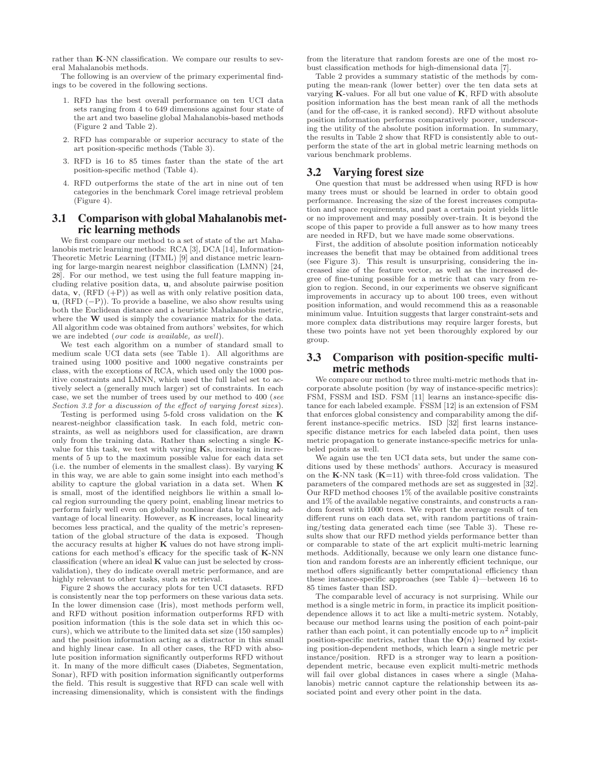rather than **K**-NN classification. We compare our results to several Mahalanobis methods.

The following is an overview of the primary experimental findings to be covered in the following sections.

1. RFD has the best overall performance on ten UCI data sets ranging from 4 to 649 dimensions against four state of the art and two baseline global Mahalanobis-based methods (Figure 2 and Table 2).
2. RFD has comparable or superior accuracy to state of the art position-specific methods (Table 3).
3. RFD is 16 to 85 times faster than the state of the art position-specific method (Table 4).
4. RFD outperforms the state of the art in nine out of ten categories in the benchmark Corel image retrieval problem (Figure 4).

## 3.1 Comparison with global Mahalanobis metric learning methods

We first compare our method to a set of state of the art Mahalanobis metric learning methods: RCA [3], DCA [14], Information-Theoretic Metric Learning (ITML) [9] and distance metric learning for large-margin nearest neighbor classification (LMNN) [24, 28]. For our method, we test using the full feature mapping including relative position data, $\mathbf{u}$, and absolute pairwise position data, $\mathbf{v}$, (RFD (+P)) as well as with only relative position data, $\mathbf{u}$, (RFD (−P)). To provide a baseline, we also show results using both the Euclidean distance and a heuristic Mahalanobis metric, where the $\mathbf{W}$ used is simply the covariance matrix for the data. All algorithm code was obtained from authors' websites, for which we are indebted (*our code is available, as well*).

We test each algorithm on a number of standard small to medium scale UCI data sets (see Table 1). All algorithms are trained using 1000 positive and 1000 negative constraints per class, with the exceptions of RCA, which used only the 1000 positive constraints and LMNN, which used the full label set to actively select a (generally much larger) set of constraints. In each case, we set the number of trees used by our method to 400 (*see Section 3.2 for a discussion of the effect of varying forest sizes*).

Testing is performed using 5-fold cross validation on the **K** nearest-neighbor classification task. In each fold, metric constraints, as well as neighbors used for classification, are drawn only from the training data. Rather than selecting a single **K**-value for this task, we test with varying **K**s, increasing in increments of 5 up to the maximum possible value for each data set (i.e. the number of elements in the smallest class). By varying **K** in this way, we are able to gain some insight into each method's ability to capture the global variation in a data set. When **K** is small, most of the identified neighbors lie within a small local region surrounding the query point, enabling linear metrics to perform fairly well even on globally nonlinear data by taking advantage of local linearity. However, as **K** increases, local linearity becomes less practical, and the quality of the metric's representation of the global structure of the data is exposed. Though the accuracy results at higher **K** values do not have strong implications for each method's efficacy for the specific task of **K**-NN classification (where an ideal **K** value can just be selected by cross-validation), they do indicate overall metric performance, and are highly relevant to other tasks, such as retrieval.

Figure 2 shows the accuracy plots for ten UCI datasets. RFD is consistently near the top performers on these various data sets. In the lower dimension case (Iris), most methods perform well, and RFD without position information outperforms RFD with position information (this is the sole data set in which this occurs), which we attribute to the limited data set size (150 samples) and the position information acting as a distractor in this small and highly linear case. In all other cases, the RFD with absolute position information significantly outperforms RFD without it. In many of the more difficult cases (Diabetes, Segmentation, Sonar), RFD with position information significantly outperforms the field. This result is suggestive that RFD can scale well with increasing dimensionality, which is consistent with the findings from the literature that random forests are one of the most robust classification methods for high-dimensional data [7].

Table 2 provides a summary statistic of the methods by computing the mean-rank (lower better) over the ten data sets at varying **K**-values. For all but one value of **K**, RFD with absolute position information has the best mean rank of all the methods (and for the off-case, it is ranked second). RFD without absolute position information performs comparatively poorer, underscoring the utility of the absolute position information. In summary, the results in Table 2 show that RFD is consistently able to outperform the state of the art in global metric learning methods on various benchmark problems.

## 3.2 Varying forest size

One question that must be addressed when using RFD is how many trees must or should be learned in order to obtain good performance. Increasing the size of the forest increases computation and space requirements, and past a certain point yields little or no improvement and may possibly over-train. It is beyond the scope of this paper to provide a full answer as to how many trees are needed in RFD, but we have made some observations.

First, the addition of absolute position information noticeably increases the benefit that may be obtained from additional trees (see Figure 3). This result is unsurprising, considering the increased size of the feature vector, as well as the increased degree of fine-tuning possible for a metric that can vary from region to region. Second, in our experiments we observe significant improvements in accuracy up to about 100 trees, even without position information, and would recommend this as a reasonable minimum value. Intuition suggests that larger constraint-sets and more complex data distributions may require larger forests, but these two points have not yet been thoroughly explored by our group.

## 3.3 Comparison with position-specific multi-metric methods

We compare our method to three multi-metric methods that incorporate absolute position (by way of instance-specific metrics): FSM, FSSM and ISD. FSM [11] learns an instance-specific distance for each labeled example. FSSM [12] is an extension of FSM that enforces global consistency and comparability among the different instance-specific metrics. ISD [32] first learns instance-specific distance metrics for each labeled data point, then uses metric propagation to generate instance-specific metrics for unlabeled points as well.

We again use the ten UCI data sets, but under the same conditions used by these methods' authors. Accuracy is measured on the **K**-NN task (**K**=11) with three-fold cross validation. The parameters of the compared methods are set as suggested in [32]. Our RFD method chooses 1% of the available positive constraints and 1% of the available negative constraints, and constructs a random forest with 1000 trees. We report the average result of ten different runs on each data set, with random partitions of training/testing data generated each time (see Table 3). These results show that our RFD method yields performance better than or comparable to state of the art explicit multi-metric learning methods. Additionally, because we only learn one distance function and random forests are an inherently efficient technique, our method offers significantly better computational efficiency than these instance-specific approaches (see Table 4)—between 16 to 85 times faster than ISD.

The comparable level of accuracy is not surprising. While our method is a single metric in form, in practice its implicit position-dependence allows it to act like a multi-metric system. Notably, because our method learns using the position of each point-pair rather than each point, it can potentially encode up to $n^2$ implicit position-specific metrics, rather than the $\mathbf{O}(n)$ learned by existing position-dependent methods, which learn a single metric per instance/position. RFD is a stronger way to learn a position-dependent metric, because even explicit multi-metric methods will fail over global distances in cases where a single (Mahalanobis) metric cannot capture the relationship between its associated point and every other point in the data.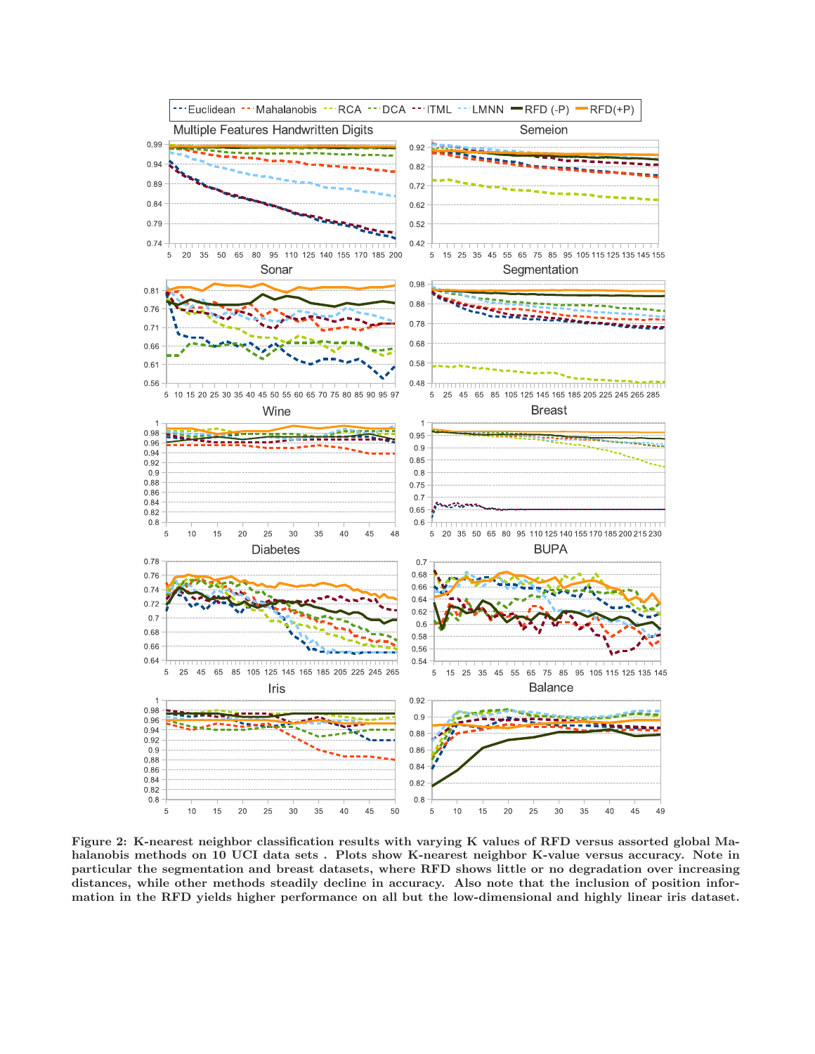Figure 2: K-nearest neighbor classification results with varying K values of RFD versus assorted global Mahalanobis methods on 10 UCI data sets . Plots show K-nearest neighbor K-value versus accuracy. Note in particular the segmentation and breast datasets, where RFD shows little or no degradation over increasing distances, while other methods steadily decline in accuracy. Also note that the inclusion of position information in the RFD yields higher performance on all but the low-dimensional and highly linear iris dataset.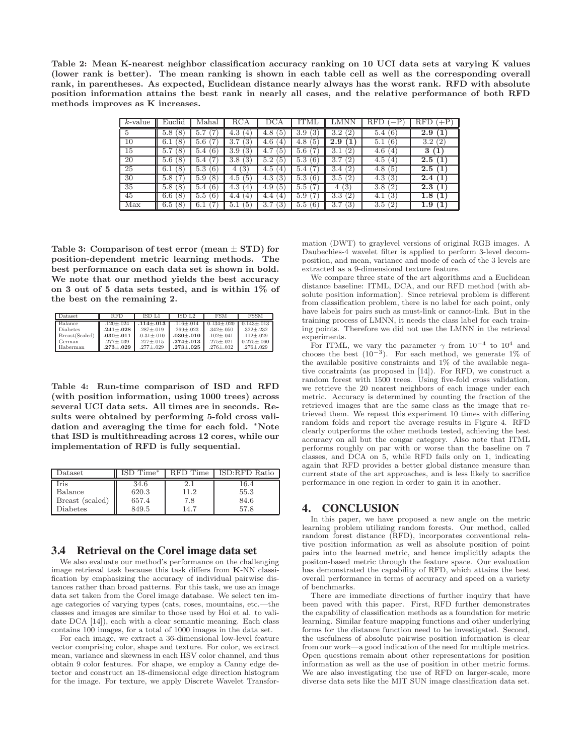**Table 2: Mean K-nearest neighbor classification accuracy ranking on 10 UCI data sets at varying K values (lower rank is better). The mean ranking is shown in each table cell as well as the corresponding overall rank, in parentheses. As expected, Euclidean distance nearly always has the worst rank. RFD with absolute position information attains the best rank in nearly all cases, and the relative performance of both RFD methods improves as K increases.**

| $k$-value | Euclid | Mahal | RCA | DCA | ITML | LMNN | RFD (−P) | RFD (+P) |
|---|---|---|---|---|---|---|---|---|
| 5 | 5.8 (8) | 5.7 (7) | 4.3 (4) | 4.8 (5) | 3.9 (3) | 3.2 (2) | 5.4 (6) | **2.9 (1)** |
| 10 | 6.1 (8) | 5.6 (7) | 3.7 (3) | 4.6 (4) | 4.8 (5) | **2.9 (1)** | 5.1 (6) | 3.2 (2) |
| 15 | 5.7 (8) | 5.4 (6) | 3.9 (3) | 4.7 (5) | 5.6 (7) | 3.1 (2) | 4.6 (4) | **3 (1)** |
| 20 | 5.6 (8) | 5.4 (7) | 3.8 (3) | 5.2 (5) | 5.3 (6) | 3.7 (2) | 4.5 (4) | **2.5 (1)** |
| 25 | 6.1 (8) | 5.3 (6) | 4 (3) | 4.5 (4) | 5.4 (7) | 3.4 (2) | 4.8 (5) | **2.5 (1)** |
| 30 | 5.8 (7) | 5.9 (8) | 4.5 (5) | 4.3 (3) | 5.3 (6) | 3.5 (2) | 4.3 (3) | **2.4 (1)** |
| 35 | 5.8 (8) | 5.4 (6) | 4.3 (4) | 4.9 (5) | 5.5 (7) | 4 (3) | 3.8 (2) | **2.3 (1)** |
| 45 | 6.6 (8) | 5.5 (6) | 4.4 (4) | 4.4 (4) | 5.9 (7) | 3.3 (2) | 4.1 (3) | **1.8 (1)** |
| Max | 6.5 (8) | 6.1 (7) | 5.1 (5) | 3.7 (3) | 5.5 (6) | 3.7 (3) | 3.5 (2) | **1.9 (1)** |

**Table 3: Comparison of test error (mean ± STD) for position-dependent metric learning methods. The best performance on each data set is shown in bold. We note that our method yields the best accuracy on 3 out of 5 data sets tested, and is within 1% of the best on the remaining 2.**

| Dataset | RFD | ISD L1 | ISD L2 | FSM | FSSM |
|---|---|---|---|---|---|
| Balance | .120±.024 | **.114±.013** | .116±.014 | 0.134±.020 | 0.143±.013 |
| Diabetes | **.241±.028** | .287±.019 | .269±.023 | .342±.050 | .322±.232 |
| Breast(Scaled) | **.030±.011** | .0.31±.010 | **.030±.010** | .102±.041 | .112±.029 |
| German | .277±.039 | .277±.015 | **.274±.013** | .275±.021 | 0.275±.060 |
| Haberman | **.273±.029** | .277±.029 | **.273±.025** | .276±.032 | .276±.029 |

**Table 4: Run-time comparison of ISD and RFD (with position information, using 1000 trees) across several UCI data sets. All times are in seconds. Results were obtained by performing 5-fold cross validation and averaging the time for each fold. \*Note that ISD is multithreading across 12 cores, while our implementation of RFD is fully sequential.**

| Dataset | ISD Time* | RFD Time | ISD:RFD Ratio |
|---|---|---|---|
| Iris | 34.6 | 2.1 | 16.4 |
| Balance | 620.3 | 11.2 | 55.3 |
| Breast (scaled) | 657.4 | 7.8 | 84.6 |
| Diabetes | 849.5 | 14.7 | 57.8 |

### 3.4 Retrieval on the Corel image data set

We also evaluate our method's performance on the challenging image retrieval task because this task differs from **K**-NN classification by emphasizing the accuracy of individual pairwise distances rather than broad patterns. For this task, we use an image data set taken from the Corel image database. We select ten image categories of varying types (cats, roses, mountains, etc.—the classes and images are similar to those used by Hoi et al. to validate DCA [14]), each with a clear semantic meaning. Each class contains 100 images, for a total of 1000 images in the data set.

For each image, we extract a 36-dimensional low-level feature vector comprising color, shape and texture. For color, we extract mean, variance and skewness in each HSV color channel, and thus obtain 9 color features. For shape, we employ a Canny edge detector and construct an 18-dimensional edge direction histogram for the image. For texture, we apply Discrete Wavelet Transformation (DWT) to graylevel versions of original RGB images. A Daubechies-4 wavelet filter is applied to perform 3-level decomposition, and mean, variance and mode of each of the 3 levels are extracted as a 9-dimensional texture feature.

We compare three state of the art algorithms and a Euclidean distance baseline: ITML, DCA, and our RFD method (with absolute position information). Since retrieval problem is different from classification problem, there is no label for each point, only have labels for pairs such as must-link or cannot-link. But in the training process of LMNN, it needs the class label for each training points. Therefore we did not use the LMNN in the retrieval experiments.

For ITML, we vary the parameter $\gamma$ from $10^{-4}$ to $10^{4}$ and choose the best ($10^{-3}$). For each method, we generate 1% of the available positive constraints and 1% of the available negative constraints (as proposed in [14]). For RFD, we construct a random forest with 1500 trees. Using five-fold cross validation, we retrieve the 20 nearest neighbors of each image under each metric. Accuracy is determined by counting the fraction of the retrieved images that are the same class as the image that retrieved them. We repeat this experiment 10 times with differing random folds and report the average results in Figure 4. RFD clearly outperforms the other methods tested, achieving the best accuracy on all but the cougar category. Also note that ITML performs roughly on par with or worse than the baseline on 7 classes, and DCA on 5, while RFD fails only on 1, indicating again that RFD provides a better global distance measure than current state of the art approaches, and is less likely to sacrifice performance in one region in order to gain it in another.

## 4. CONCLUSION

In this paper, we have proposed a new angle on the metric learning problem utilizing random forests. Our method, called random forest distance (RFD), incorporates conventional relative position information as well as absolute position of point pairs into the learned metric, and hence implicitly adapts the positon-based metric through the feature space. Our evaluation has demonstrated the capability of RFD, which attains the best overall performance in terms of accuracy and speed on a variety of benchmarks.

There are immediate directions of further inquiry that have been paved with this paper. First, RFD further demonstrates the capability of classification methods as a foundation for metric learning. Similar feature mapping functions and other underlying forms for the distance function need to be investigated. Second, the usefulness of absolute pairwise position information is clear from our work—a good indication of the need for multiple metrics. Open questions remain about other representations for position information as well as the use of position in other metric forms. We are also investigating the use of RFD on larger-scale, more diverse data sets like the MIT SUN image classification data set.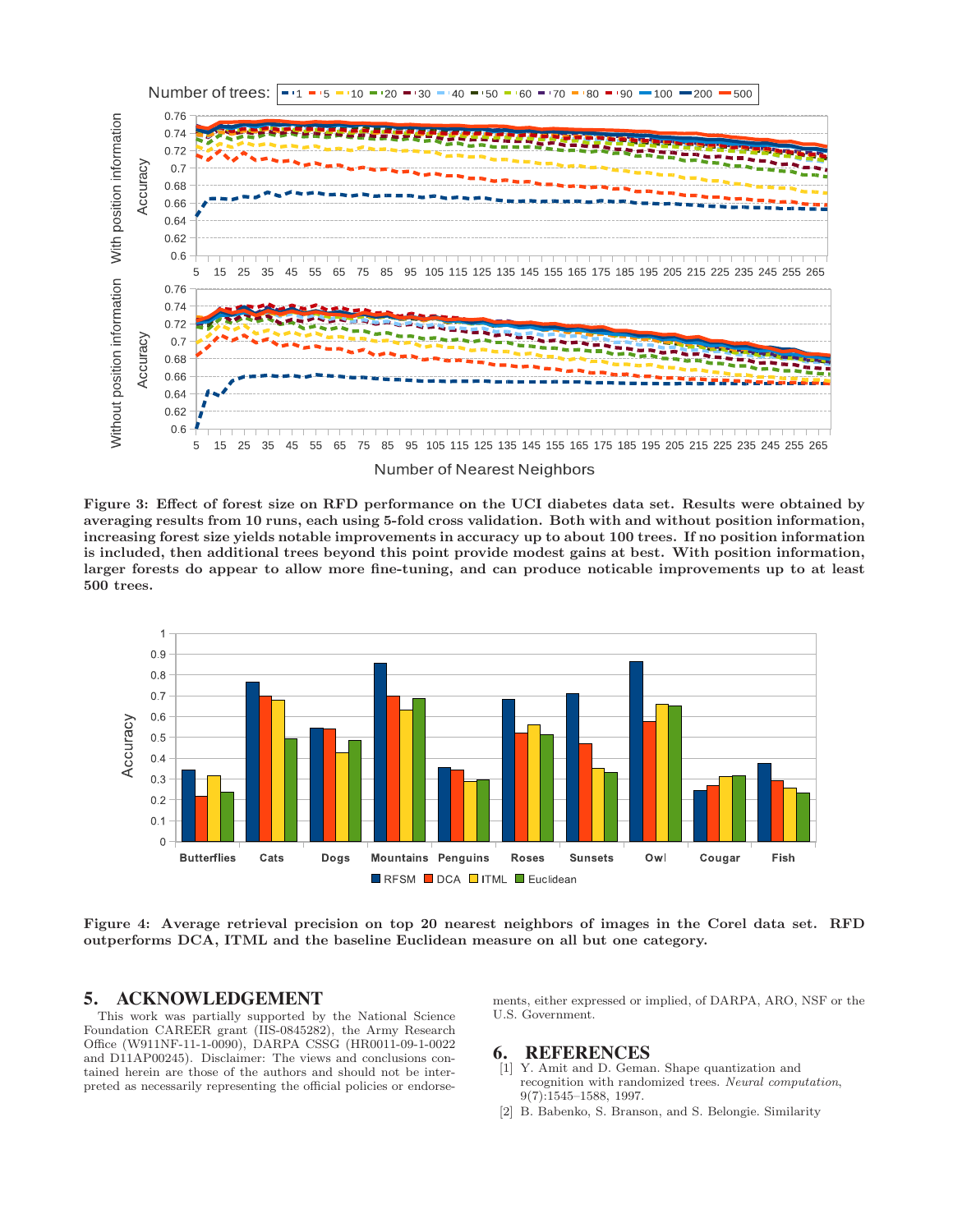Figure 3: Effect of forest size on RFD performance on the UCI diabetes data set. Results were obtained by averaging results from 10 runs, each using 5-fold cross validation. Both with and without position information, increasing forest size yields notable improvements in accuracy up to about 100 trees. If no position information is included, then additional trees beyond this point provide modest gains at best. With position information, larger forests do appear to allow more fine-tuning, and can produce noticable improvements up to at least 500 trees.

Figure 4: Average retrieval precision on top 20 nearest neighbors of images in the Corel data set. RFD outperforms DCA, ITML and the baseline Euclidean measure on all but one category.

## 5. ACKNOWLEDGEMENT

This work was partially supported by the National Science Foundation CAREER grant (IIS-0845282), the Army Research Office (W911NF-11-1-0090), DARPA CSSG (HR0011-09-1-0022 and D11AP00245). Disclaimer: The views and conclusions contained herein are those of the authors and should not be interpreted as necessarily representing the official policies or endorsements, either expressed or implied, of DARPA, ARO, NSF or the U.S. Government.

## 6. REFERENCES

[1] Y. Amit and D. Geman. Shape quantization and recognition with randomized trees. *Neural computation*, 9(7):1545–1588, 1997.

[2] B. Babenko, S. Branson, and S. Belongie. Similarity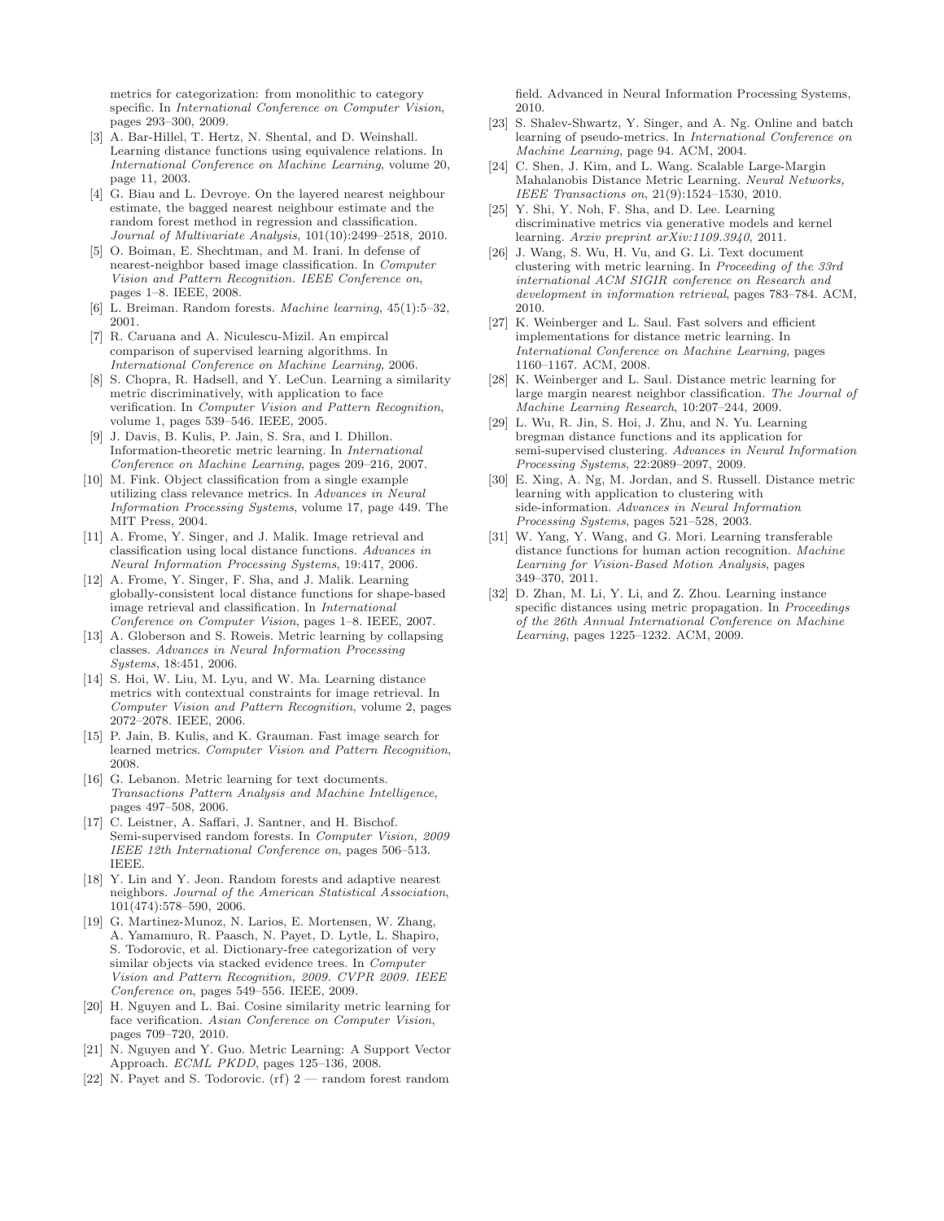metrics for categorization: from monolithic to category specific. In *International Conference on Computer Vision*, pages 293–300, 2009.

[3] A. Bar-Hillel, T. Hertz, N. Shental, and D. Weinshall. Learning distance functions using equivalence relations. In *International Conference on Machine Learning*, volume 20, page 11, 2003.

[4] G. Biau and L. Devroye. On the layered nearest neighbour estimate, the bagged nearest neighbour estimate and the random forest method in regression and classification. *Journal of Multivariate Analysis*, 101(10):2499–2518, 2010.

[5] O. Boiman, E. Shechtman, and M. Irani. In defense of nearest-neighbor based image classification. In *Computer Vision and Pattern Recognition. IEEE Conference on*, pages 1–8. IEEE, 2008.

[6] L. Breiman. Random forests. *Machine learning*, 45(1):5–32, 2001.

[7] R. Caruana and A. Niculescu-Mizil. An empircal comparison of supervised learning algorithms. In *International Conference on Machine Learning*, 2006.

[8] S. Chopra, R. Hadsell, and Y. LeCun. Learning a similarity metric discriminatively, with application to face verification. In *Computer Vision and Pattern Recognition*, volume 1, pages 539–546. IEEE, 2005.

[9] J. Davis, B. Kulis, P. Jain, S. Sra, and I. Dhillon. Information-theoretic metric learning. In *International Conference on Machine Learning*, pages 209–216, 2007.

[10] M. Fink. Object classification from a single example utilizing class relevance metrics. In *Advances in Neural Information Processing Systems*, volume 17, page 449. The MIT Press, 2004.

[11] A. Frome, Y. Singer, and J. Malik. Image retrieval and classification using local distance functions. *Advances in Neural Information Processing Systems*, 19:417, 2006.

[12] A. Frome, Y. Singer, F. Sha, and J. Malik. Learning globally-consistent local distance functions for shape-based image retrieval and classification. In *International Conference on Computer Vision*, pages 1–8. IEEE, 2007.

[13] A. Globerson and S. Roweis. Metric learning by collapsing classes. *Advances in Neural Information Processing Systems*, 18:451, 2006.

[14] S. Hoi, W. Liu, M. Lyu, and W. Ma. Learning distance metrics with contextual constraints for image retrieval. In *Computer Vision and Pattern Recognition*, volume 2, pages 2072–2078. IEEE, 2006.

[15] P. Jain, B. Kulis, and K. Grauman. Fast image search for learned metrics. *Computer Vision and Pattern Recognition*, 2008.

[16] G. Lebanon. Metric learning for text documents. *Transactions Pattern Analysis and Machine Intelligence*, pages 497–508, 2006.

[17] C. Leistner, A. Saffari, J. Santner, and H. Bischof. Semi-supervised random forests. In *Computer Vision, 2009 IEEE 12th International Conference on*, pages 506–513. IEEE.

[18] Y. Lin and Y. Jeon. Random forests and adaptive nearest neighbors. *Journal of the American Statistical Association*, 101(474):578–590, 2006.

[19] G. Martinez-Munoz, N. Larios, E. Mortensen, W. Zhang, A. Yamamuro, R. Paasch, N. Payet, D. Lytle, L. Shapiro, S. Todorovic, et al. Dictionary-free categorization of very similar objects via stacked evidence trees. In *Computer Vision and Pattern Recognition, 2009. CVPR 2009. IEEE Conference on*, pages 549–556. IEEE, 2009.

[20] H. Nguyen and L. Bai. Cosine similarity metric learning for face verification. *Asian Conference on Computer Vision*, pages 709–720, 2010.

[21] N. Nguyen and Y. Guo. Metric Learning: A Support Vector Approach. *ECML PKDD*, pages 125–136, 2008.

[22] N. Payet and S. Todorovic. (rf) 2 — random forest random field. Advanced in Neural Information Processing Systems, 2010.

[23] S. Shalev-Shwartz, Y. Singer, and A. Ng. Online and batch learning of pseudo-metrics. In *International Conference on Machine Learning*, page 94. ACM, 2004.

[24] C. Shen, J. Kim, and L. Wang. Scalable Large-Margin Mahalanobis Distance Metric Learning. *Neural Networks, IEEE Transactions on*, 21(9):1524–1530, 2010.

[25] Y. Shi, Y. Noh, F. Sha, and D. Lee. Learning discriminative metrics via generative models and kernel learning. *Arxiv preprint arXiv:1109.3940*, 2011.

[26] J. Wang, S. Wu, H. Vu, and G. Li. Text document clustering with metric learning. In *Proceeding of the 33rd international ACM SIGIR conference on Research and development in information retrieval*, pages 783–784. ACM, 2010.

[27] K. Weinberger and L. Saul. Fast solvers and efficient implementations for distance metric learning. In *International Conference on Machine Learning*, pages 1160–1167. ACM, 2008.

[28] K. Weinberger and L. Saul. Distance metric learning for large margin nearest neighbor classification. *The Journal of Machine Learning Research*, 10:207–244, 2009.

[29] L. Wu, R. Jin, S. Hoi, J. Zhu, and N. Yu. Learning bregman distance functions and its application for semi-supervised clustering. *Advances in Neural Information Processing Systems*, 22:2089–2097, 2009.

[30] E. Xing, A. Ng, M. Jordan, and S. Russell. Distance metric learning with application to clustering with side-information. *Advances in Neural Information Processing Systems*, pages 521–528, 2003.

[31] W. Yang, Y. Wang, and G. Mori. Learning transferable distance functions for human action recognition. *Machine Learning for Vision-Based Motion Analysis*, pages 349–370, 2011.

[32] D. Zhan, M. Li, Y. Li, and Z. Zhou. Learning instance specific distances using metric propagation. In *Proceedings of the 26th Annual International Conference on Machine Learning*, pages 1225–1232. ACM, 2009.